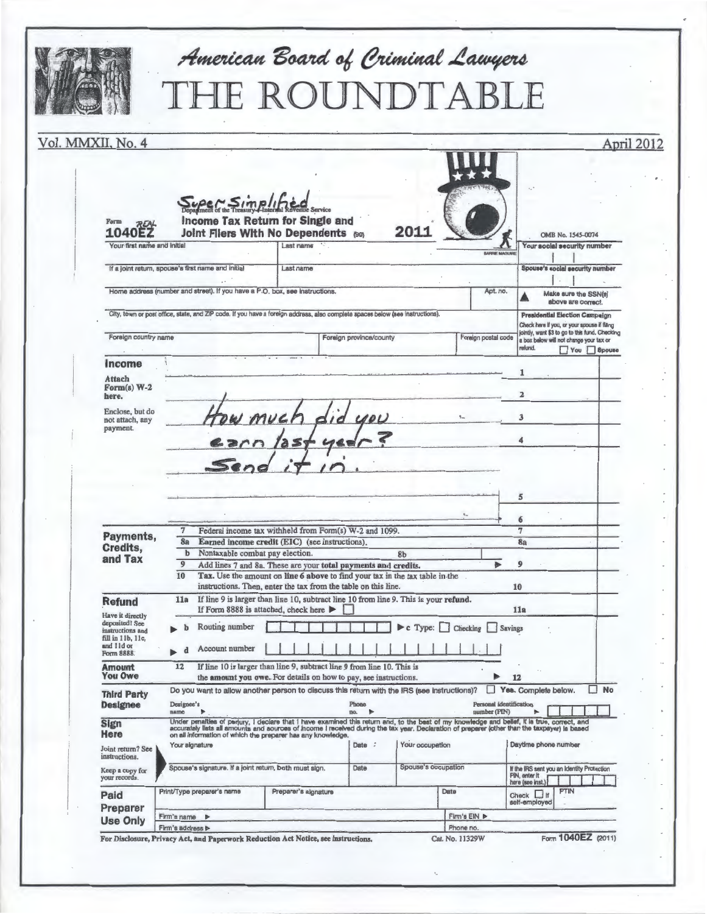# American Board of Criminal Lawyers

# THE ROUNDTABLE

Vol. MMXII, No. 4 — April 2012

---

Form ~~1040EZ~~ REAL 1040EZ

Super Simplified ~~Department of the Treasury—Internal Revenue Service~~

**Income Tax Return for Single and Joint Filers With No Dependents** (99) **2011**

OMB No. 1545-0074

BARRIE MAGUIRE

| | | | |
|---|---|---|---|
| Your first name and initial | Last name | | Your social security number |
| If a joint return, spouse's first name and initial | Last name | | Spouse's social security number |
| Home address (number and street). If you have a P.O. box, see instructions. | | Apt. no. | ▲ Make sure the SSN(s) above are correct. |
| City, town or post office, state, and ZIP code. If you have a foreign address, also complete spaces below (see instructions). | | | **Presidential Election Campaign** Check here if you, or your spouse if filing jointly, want $3 to go to this fund. Checking a box below will not change your tax or refund. ☐ You ☐ Spouse |
| Foreign country name | Foreign province/county | Foreign postal code | |

**Income**

Attach Form(s) W-2 here.

Enclose, but do not attach, any payment.

*How much did you earn last year? Send it in.*

1
2
3
4
5
6

**Payments, Credits, and Tax**

7 Federal income tax withheld from Form(s) W-2 and 1099. — 7

8a **Earned income credit (EIC)** (see instructions). — 8a

b Nontaxable combat pay election. — 8b

9 Add lines 7 and 8a. These are your **total payments and credits.** ▶ 9

10 **Tax.** Use the amount on **line 6 above** to find your tax in the tax table in the instructions. Then, enter the tax from the table on this line. — 10

**Refund**

Have it directly deposited! See instructions and fill in 11b, 11c, and 11d or Form 8888.

11a If line 9 is larger than line 10, subtract line 10 from line 9. This is your **refund.** If Form 8888 is attached, check here ▶ ☐ — 11a

▶ b Routing number ▶ c Type: ☐ Checking ☐ Savings

▶ d Account number

**Amount You Owe**

12 If line 10 is larger than line 9, subtract line 9 from line 10. This is **the amount you owe.** For details on how to pay, see instructions. ▶ 12

**Third Party Designee**

Do you want to allow another person to discuss this return with the IRS (see instructions)? ☐ **Yes.** Complete below. ☐ **No**

Designee's name ▶ Phone no. ▶ Personal identification number (PIN) ▶

**Sign Here**

Under penalties of perjury, I declare that I have examined this return and, to the best of my knowledge and belief, it is true, correct, and accurately lists all amounts and sources of income I received during the tax year. Declaration of preparer (other than the taxpayer) is based on all information of which the preparer has any knowledge.

Joint return? See instructions.

Keep a copy for your records.

| | | | |
|---|---|---|---|
| Your signature | Date | Your occupation | Daytime phone number |
| Spouse's signature. If a joint return, both must sign. | Date | Spouse's occupation | If the IRS sent you an Identity Protection PIN, enter it here (see inst.) |

**Paid Preparer Use Only**

| | | | |
|---|---|---|---|
| Print/Type preparer's name | Preparer's signature | Date | Check ☐ if self-employed — PTIN |
| Firm's name ▶ | | Firm's EIN ▶ | |
| Firm's address ▶ | | Phone no. | |

For Disclosure, Privacy Act, and Paperwork Reduction Act Notice, see instructions. — Cat. No. 11329W — Form **1040EZ** (2011)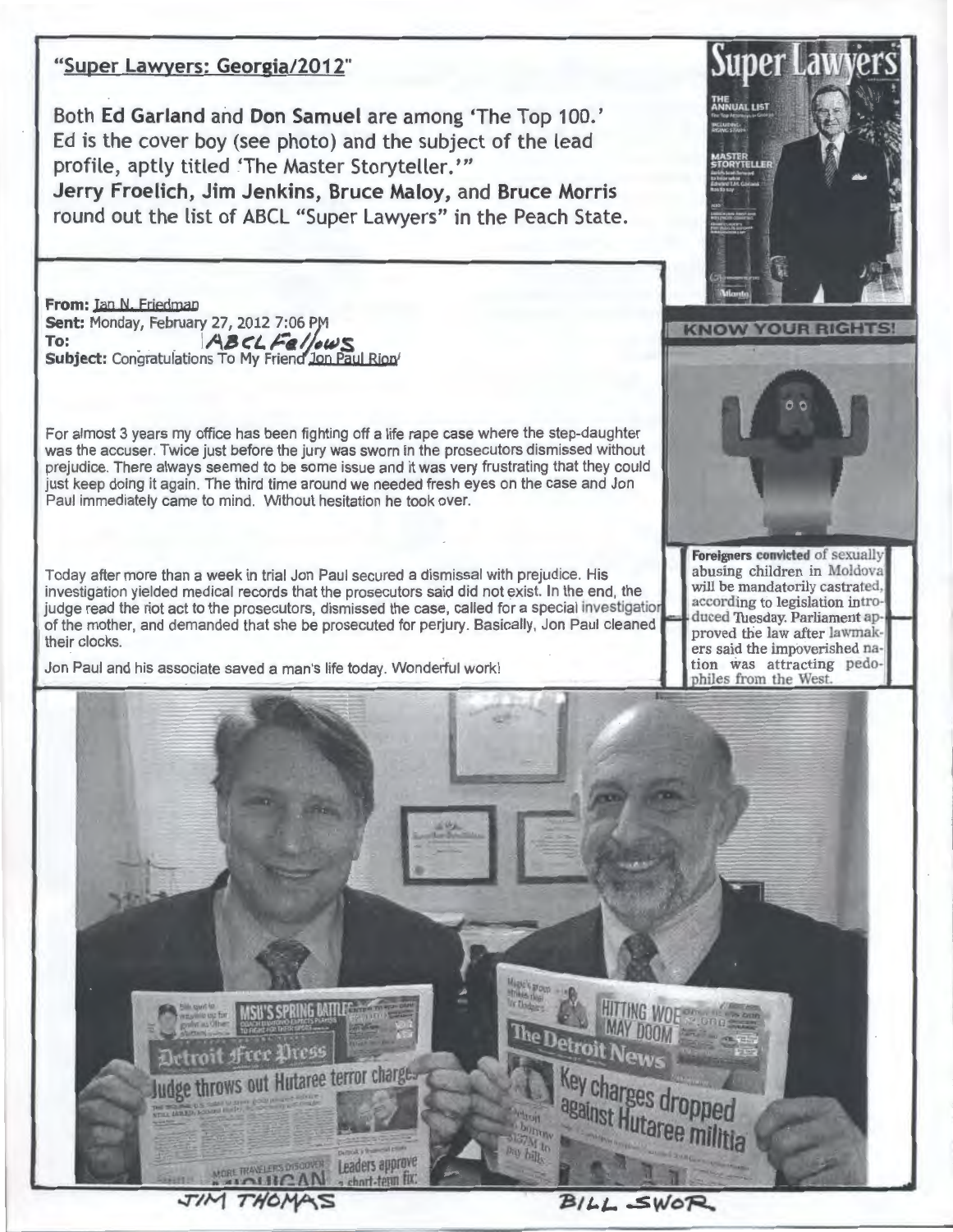## "Super Lawyers: Georgia/2012"

Both **Ed Garland** and **Don Samuel** are among 'The Top 100.' Ed is the cover boy (see photo) and the subject of the lead profile, aptly titled 'The Master Storyteller.'"
**Jerry Froelich, Jim Jenkins, Bruce Maloy,** and **Bruce Morris** round out the list of ABCL "Super Lawyers" in the Peach State.

**From:** Ian N. Friedman
**Sent:** Monday, February 27, 2012 7:06 PM
**To:** ABCL Fellows
**Subject:** Congratulations To My Friend Jon Paul Rion

For almost 3 years my office has been fighting off a life rape case where the step-daughter was the accuser. Twice just before the jury was sworn in the prosecutors dismissed without prejudice. There always seemed to be some issue and it was very frustrating that they could just keep doing it again. The third time around we needed fresh eyes on the case and Jon Paul immediately came to mind. Without hesitation he took over.

Today after more than a week in trial Jon Paul secured a dismissal with prejudice. His investigation yielded medical records that the prosecutors said did not exist. In the end, the judge read the riot act to the prosecutors, dismissed the case, called for a special investigation of the mother, and demanded that she be prosecuted for perjury. Basically, Jon Paul cleaned their clocks.

Jon Paul and his associate saved a man's life today. Wonderful work!

**KNOW YOUR RIGHTS!**

**Foreigners convicted** of sexually abusing children in Moldova will be mandatorily castrated, according to legislation introduced Tuesday. Parliament approved the law after lawmakers said the impoverished nation was attracting pedophiles from the West.

JIM THOMAS BILL SWOR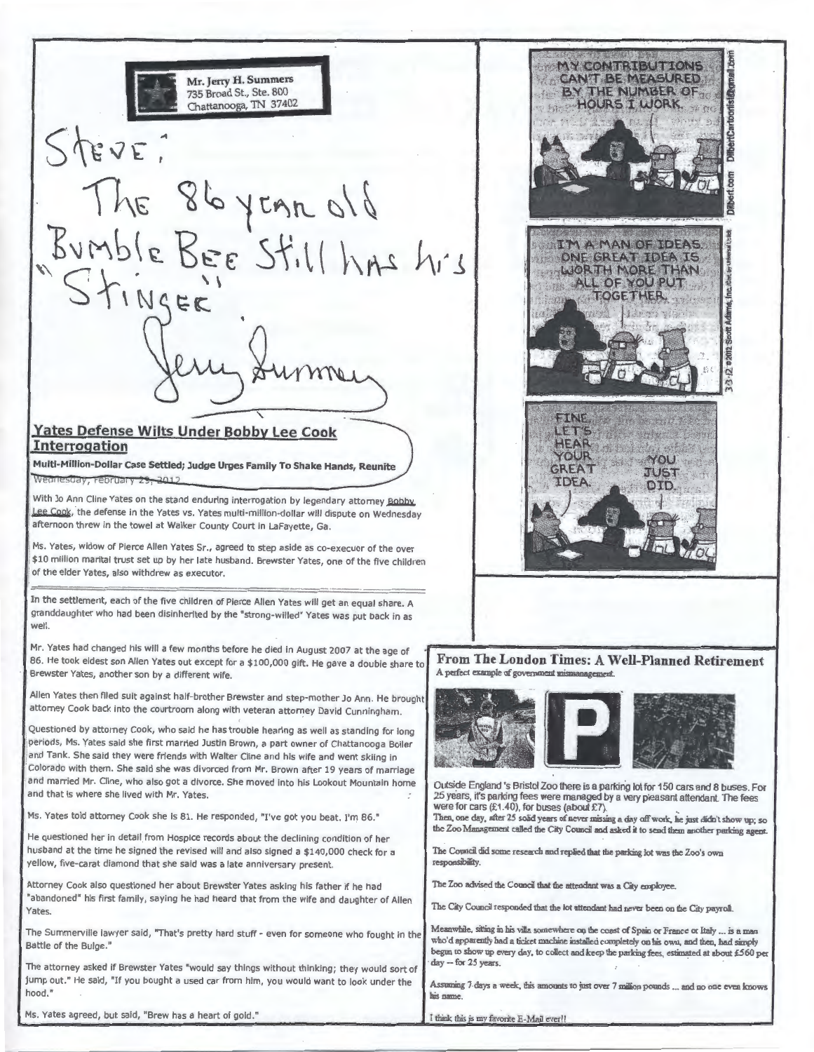Mr. Jerry H. Summers
735 Broad St., Ste. 800
Chattanooga, TN 37402

Steve:

The 86 year old "Bumble Bee Still has his Stinger".

Jerry Summers

## Yates Defense Wilts Under Bobby Lee Cook Interrogation

**Multi-Million-Dollar Case Settled; Judge Urges Family To Shake Hands, Reunite**

Wednesday, February 29, 2012

With Jo Ann Cline Yates on the stand enduring interrogation by legendary attorney Bobby Lee Cook, the defense in the Yates vs. Yates multi-million-dollar will dispute on Wednesday afternoon threw in the towel at Walker County Court in LaFayette, Ga.

Ms. Yates, widow of Pierce Allen Yates Sr., agreed to step aside as co-executor of the over $10 million marital trust set up by her late husband. Brewster Yates, one of the five children of the elder Yates, also withdrew as executor.

In the settlement, each of the five children of Pierce Allen Yates will get an equal share. A granddaughter who had been disinherited by the "strong-willed" Yates was put back in as well.

Mr. Yates had changed his will a few months before he died in August 2007 at the age of 86. He took eldest son Allen Yates out except for a $100,000 gift. He gave a double share to Brewster Yates, another son by a different wife.

Allen Yates then filed suit against half-brother Brewster and step-mother Jo Ann. He brought attorney Cook back into the courtroom along with veteran attorney David Cunningham.

Questioned by attorney Cook, who said he has trouble hearing as well as standing for long periods, Ms. Yates said she first married Justin Brown, a part owner of Chattanooga Boiler and Tank. She said they were friends with Walter Cline and his wife and went skiing in Colorado with them. She said she was divorced from Mr. Brown after 19 years of marriage and married Mr. Cline, who also got a divorce. She moved into his Lookout Mountain home and that is where she lived with Mr. Yates.

Ms. Yates told attorney Cook she is 81. He responded, "I've got you beat. I'm 86."

He questioned her in detail from Hospice records about the declining condition of her husband at the time he signed the revised will and also signed a $140,000 check for a yellow, five-carat diamond that she said was a late anniversary present.

Attorney Cook also questioned her about Brewster Yates asking his father if he had "abandoned" his first family, saying he had heard that from the wife and daughter of Allen Yates.

The Summerville lawyer said, "That's pretty hard stuff - even for someone who fought in the Battle of the Bulge."

The attorney asked if Brewster Yates "would say things without thinking; they would sort of jump out." He said, "If you bought a used car from him, you would want to look under the hood."

Ms. Yates agreed, but said, "Brew has a heart of gold."

MY CONTRIBUTIONS CAN'T BE MEASURED BY THE NUMBER OF HOURS I WORK.

I'M A MAN OF IDEAS. ONE GREAT IDEA IS WORTH MORE THAN ALL OF YOU PUT TOGETHER.

FINE. LET'S HEAR YOUR GREAT IDEA.

YOU JUST DID.

3-23-12 ©2012 Scott Adams, Inc. Dilbert.com DilbertCartoonist@gmail.com

### From The London Times: A Well-Planned Retirement

A perfect example of government mismanagement.

Outside England's Bristol Zoo there is a parking lot for 150 cars and 8 buses. For 25 years, it's parking fees were managed by a very pleasant attendant. The fees were for cars (£1.40), for buses (about £7).

Then, one day, after 25 solid years of never missing a day off work, he just didn't show up; so the Zoo Management called the City Council and asked it to send them another parking agent.

The Council did some research and replied that the parking lot was the Zoo's own responsibility.

The Zoo advised the Council that the attendant was a City employee.

The City Council responded that the lot attendant had never been on the City payroll.

Meanwhile, sitting in his villa somewhere on the coast of Spain or France or Italy ... is a man who'd apparently had a ticket machine installed completely on his own, and then, had simply begun to show up every day, to collect and keep the parking fees, estimated at about £560 per day -- for 25 years.

Assuming 7 days a week, this amounts to just over 7 million pounds ... and no one even knows his name.

I think this is my favorite E-Mail ever!!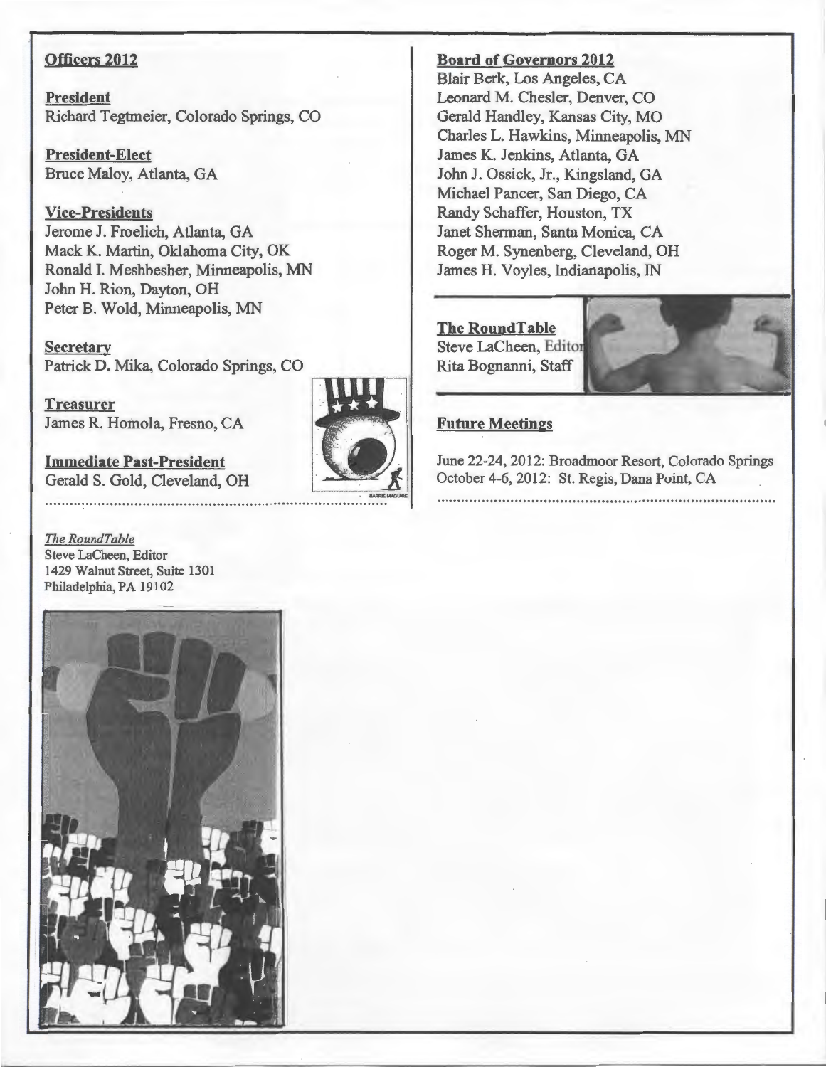## Officers 2012

**President**
Richard Tegtmeier, Colorado Springs, CO

**President-Elect**
Bruce Maloy, Atlanta, GA

**Vice-Presidents**
Jerome J. Froelich, Atlanta, GA
Mack K. Martin, Oklahoma City, OK
Ronald I. Meshbesher, Minneapolis, MN
John H. Rion, Dayton, OH
Peter B. Wold, Minneapolis, MN

**Secretary**
Patrick D. Mika, Colorado Springs, CO

**Treasurer**
James R. Homola, Fresno, CA

**Immediate Past-President**
Gerald S. Gold, Cleveland, OH

*The RoundTable*
Steve LaCheen, Editor
1429 Walnut Street, Suite 1301
Philadelphia, PA 19102

## Board of Governors 2012

Blair Berk, Los Angeles, CA
Leonard M. Chesler, Denver, CO
Gerald Handley, Kansas City, MO
Charles L. Hawkins, Minneapolis, MN
James K. Jenkins, Atlanta, GA
John J. Ossick, Jr., Kingsland, GA
Michael Pancer, San Diego, CA
Randy Schaffer, Houston, TX
Janet Sherman, Santa Monica, CA
Roger M. Synenberg, Cleveland, OH
James H. Voyles, Indianapolis, IN

**The RoundTable**
Steve LaCheen, Editor
Rita Bognanni, Staff

## Future Meetings

June 22-24, 2012: Broadmoor Resort, Colorado Springs
October 4-6, 2012: St. Regis, Dana Point, CA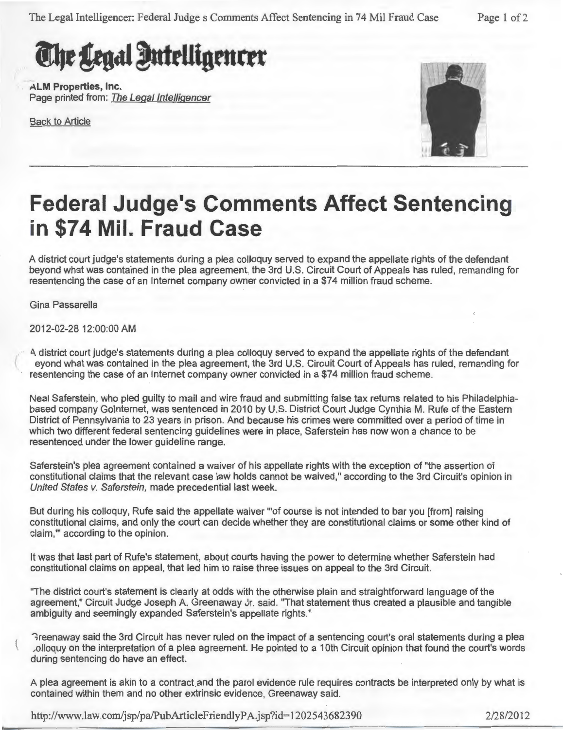# The Legal Intelligencer

ALM Properties, Inc.
Page printed from: *The Legal Intelligencer*

Back to Article

# Federal Judge's Comments Affect Sentencing in $74 Mil. Fraud Case

A district court judge's statements during a plea colloquy served to expand the appellate rights of the defendant beyond what was contained in the plea agreement, the 3rd U.S. Circuit Court of Appeals has ruled, remanding for resentencing the case of an Internet company owner convicted in a $74 million fraud scheme.

Gina Passarella

2012-02-28 12:00:00 AM

A district court judge's statements during a plea colloquy served to expand the appellate rights of the defendant beyond what was contained in the plea agreement, the 3rd U.S. Circuit Court of Appeals has ruled, remanding for resentencing the case of an Internet company owner convicted in a $74 million fraud scheme.

Neal Saferstein, who pled guilty to mail and wire fraud and submitting false tax returns related to his Philadelphia-based company GoInternet, was sentenced in 2010 by U.S. District Court Judge Cynthia M. Rufe of the Eastern District of Pennsylvania to 23 years in prison. And because his crimes were committed over a period of time in which two different federal sentencing guidelines were in place, Saferstein has now won a chance to be resentenced under the lower guideline range.

Saferstein's plea agreement contained a waiver of his appellate rights with the exception of "the assertion of constitutional claims that the relevant case law holds cannot be waived," according to the 3rd Circuit's opinion in *United States v. Saferstein,* made precedential last week.

But during his colloquy, Rufe said the appellate waiver "'of course is not intended to bar you [from] raising constitutional claims, and only the court can decide whether they are constitutional claims or some other kind of claim,'" according to the opinion.

It was that last part of Rufe's statement, about courts having the power to determine whether Saferstein had constitutional claims on appeal, that led him to raise three issues on appeal to the 3rd Circuit.

"The district court's statement is clearly at odds with the otherwise plain and straightforward language of the agreement," Circuit Judge Joseph A. Greenaway Jr. said. "That statement thus created a plausible and tangible ambiguity and seemingly expanded Saferstein's appellate rights."

Greenaway said the 3rd Circuit has never ruled on the impact of a sentencing court's oral statements during a plea colloquy on the interpretation of a plea agreement. He pointed to a 10th Circuit opinion that found the court's words during sentencing do have an effect.

A plea agreement is akin to a contract and the parol evidence rule requires contracts be interpreted only by what is contained within them and no other extrinsic evidence, Greenaway said.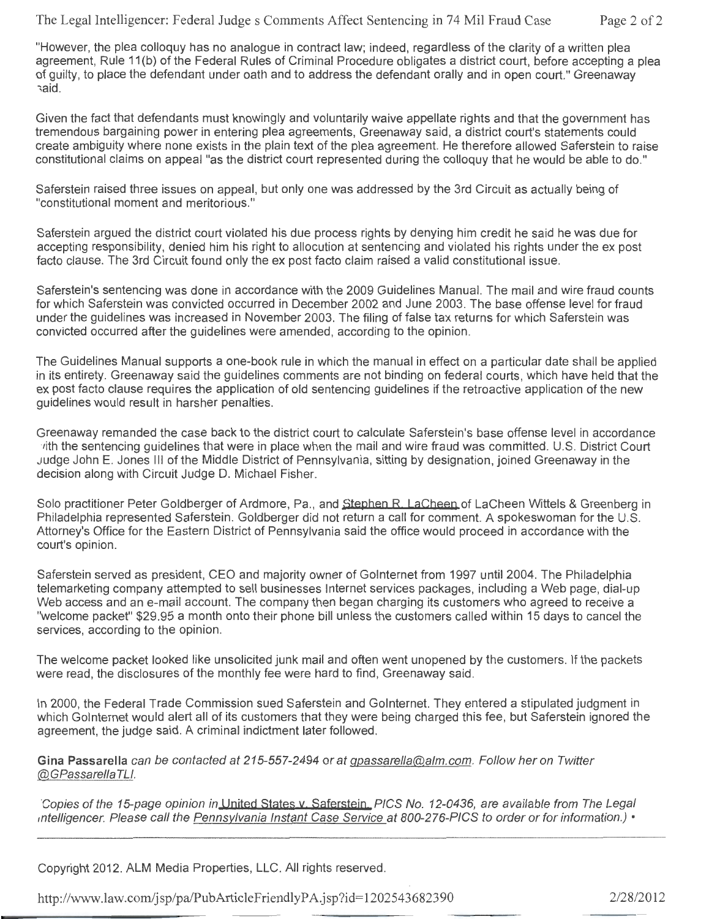"However, the plea colloquy has no analogue in contract law; indeed, regardless of the clarity of a written plea agreement, Rule 11(b) of the Federal Rules of Criminal Procedure obligates a district court, before accepting a plea of guilty, to place the defendant under oath and to address the defendant orally and in open court." Greenaway said.

Given the fact that defendants must knowingly and voluntarily waive appellate rights and that the government has tremendous bargaining power in entering plea agreements, Greenaway said, a district court's statements could create ambiguity where none exists in the plain text of the plea agreement. He therefore allowed Saferstein to raise constitutional claims on appeal "as the district court represented during the colloquy that he would be able to do."

Saferstein raised three issues on appeal, but only one was addressed by the 3rd Circuit as actually being of "constitutional moment and meritorious."

Saferstein argued the district court violated his due process rights by denying him credit he said he was due for accepting responsibility, denied him his right to allocution at sentencing and violated his rights under the ex post facto clause. The 3rd Circuit found only the ex post facto claim raised a valid constitutional issue.

Saferstein's sentencing was done in accordance with the 2009 Guidelines Manual. The mail and wire fraud counts for which Saferstein was convicted occurred in December 2002 and June 2003. The base offense level for fraud under the guidelines was increased in November 2003. The filing of false tax returns for which Saferstein was convicted occurred after the guidelines were amended, according to the opinion.

The Guidelines Manual supports a one-book rule in which the manual in effect on a particular date shall be applied in its entirety. Greenaway said the guidelines comments are not binding on federal courts, which have held that the ex post facto clause requires the application of old sentencing guidelines if the retroactive application of the new guidelines would result in harsher penalties.

Greenaway remanded the case back to the district court to calculate Saferstein's base offense level in accordance with the sentencing guidelines that were in place when the mail and wire fraud was committed. U.S. District Court Judge John E. Jones III of the Middle District of Pennsylvania, sitting by designation, joined Greenaway in the decision along with Circuit Judge D. Michael Fisher.

Solo practitioner Peter Goldberger of Ardmore, Pa., and Stephen R. LaCheen of LaCheen Wittels & Greenberg in Philadelphia represented Saferstein. Goldberger did not return a call for comment. A spokeswoman for the U.S. Attorney's Office for the Eastern District of Pennsylvania said the office would proceed in accordance with the court's opinion.

Saferstein served as president, CEO and majority owner of GoInternet from 1997 until 2004. The Philadelphia telemarketing company attempted to sell businesses Internet services packages, including a Web page, dial-up Web access and an e-mail account. The company then began charging its customers who agreed to receive a "welcome packet" $29.95 a month onto their phone bill unless the customers called within 15 days to cancel the services, according to the opinion.

The welcome packet looked like unsolicited junk mail and often went unopened by the customers. If the packets were read, the disclosures of the monthly fee were hard to find, Greenaway said.

In 2000, the Federal Trade Commission sued Saferstein and GoInternet. They entered a stipulated judgment in which GoInternet would alert all of its customers that they were being charged this fee, but Saferstein ignored the agreement, the judge said. A criminal indictment later followed.

**Gina Passarella** *can be contacted at 215-557-2494 or at gpassarella@alm.com. Follow her on Twitter @GPassarellaTLI.*

*(Copies of the 15-page opinion in United States v. Saferstein, PICS No. 12-0436, are available from The Legal Intelligencer. Please call the Pennsylvania Instant Case Service at 800-276-PICS to order or for information.)* •

Copyright 2012. ALM Media Properties, LLC. All rights reserved.